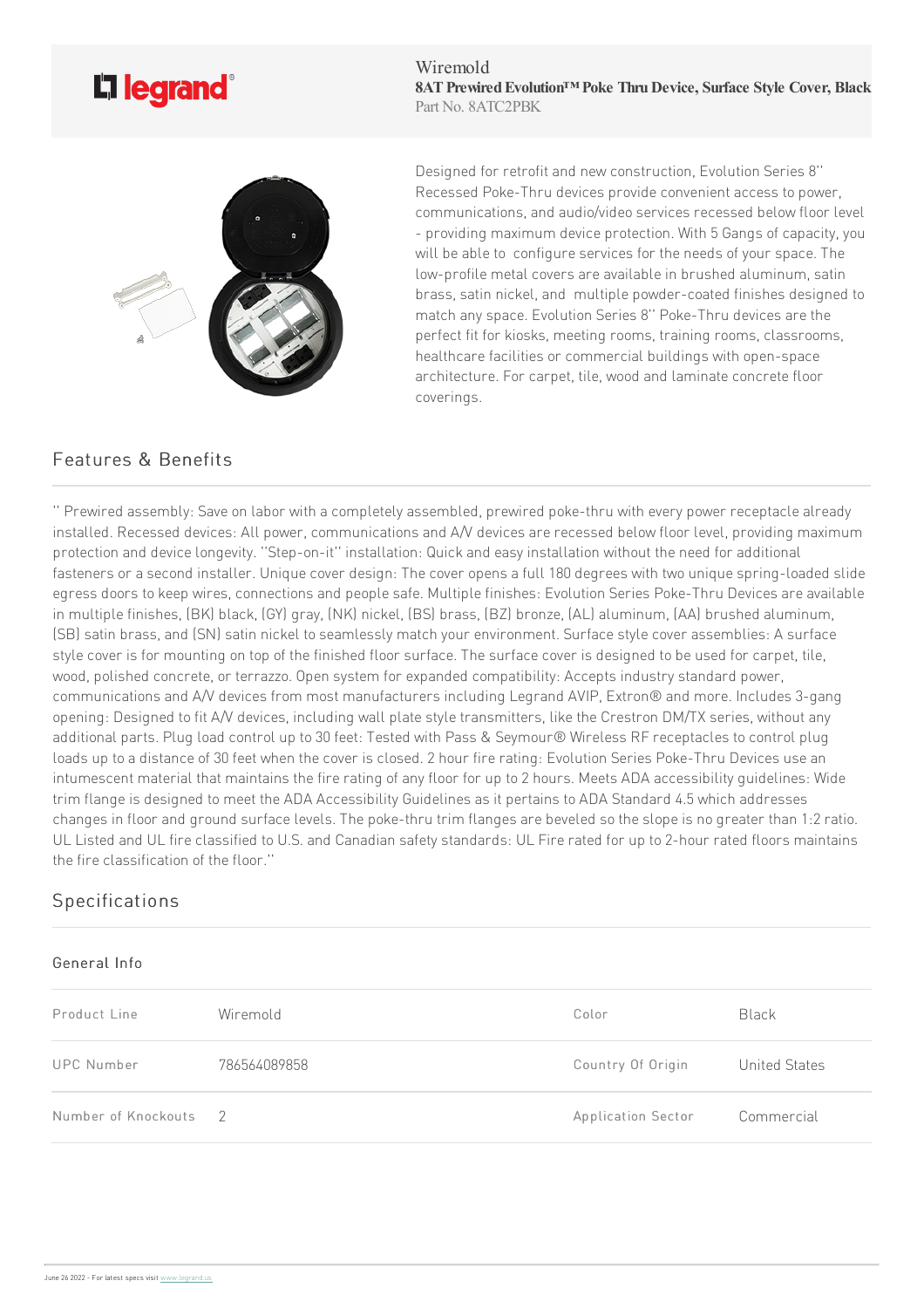legrand

Wiremold
**8AT Prewired Evolution™ Poke Thru Device, Surface Style Cover, Black**
Part No. 8ATC2PBK

Designed for retrofit and new construction, Evolution Series 8" Recessed Poke-Thru devices provide convenient access to power, communications, and audio/video services recessed below floor level - providing maximum device protection. With 5 Gangs of capacity, you will be able to configure services for the needs of your space. The low-profile metal covers are available in brushed aluminum, satin brass, satin nickel, and multiple powder-coated finishes designed to match any space. Evolution Series 8" Poke-Thru devices are the perfect fit for kiosks, meeting rooms, training rooms, classrooms, healthcare facilities or commercial buildings with open-space architecture. For carpet, tile, wood and laminate concrete floor coverings.

## Features & Benefits

" Prewired assembly: Save on labor with a completely assembled, prewired poke-thru with every power receptacle already installed. Recessed devices: All power, communications and A/V devices are recessed below floor level, providing maximum protection and device longevity. "Step-on-it" installation: Quick and easy installation without the need for additional fasteners or a second installer. Unique cover design: The cover opens a full 180 degrees with two unique spring-loaded slide egress doors to keep wires, connections and people safe. Multiple finishes: Evolution Series Poke-Thru Devices are available in multiple finishes, (BK) black, (GY) gray, (NK) nickel, (BS) brass, (BZ) bronze, (AL) aluminum, (AA) brushed aluminum, (SB) satin brass, and (SN) satin nickel to seamlessly match your environment. Surface style cover assemblies: A surface style cover is for mounting on top of the finished floor surface. The surface cover is designed to be used for carpet, tile, wood, polished concrete, or terrazzo. Open system for expanded compatibility: Accepts industry standard power, communications and A/V devices from most manufacturers including Legrand AVIP, Extron® and more. Includes 3-gang opening: Designed to fit A/V devices, including wall plate style transmitters, like the Crestron DM/TX series, without any additional parts. Plug load control up to 30 feet: Tested with Pass & Seymour® Wireless RF receptacles to control plug loads up to a distance of 30 feet when the cover is closed. 2 hour fire rating: Evolution Series Poke-Thru Devices use an intumescent material that maintains the fire rating of any floor for up to 2 hours. Meets ADA accessibility guidelines: Wide trim flange is designed to meet the ADA Accessibility Guidelines as it pertains to ADA Standard 4.5 which addresses changes in floor and ground surface levels. The poke-thru trim flanges are beveled so the slope is no greater than 1:2 ratio. UL Listed and UL fire classified to U.S. and Canadian safety standards: UL Fire rated for up to 2-hour rated floors maintains the fire classification of the floor."

## Specifications

### General Info

| | | | |
|---|---|---|---|
| Product Line | Wiremold | Color | Black |
| UPC Number | 786564089858 | Country Of Origin | United States |
| Number of Knockouts | 2 | Application Sector | Commercial |

June 26 2022 - For latest specs visit www.legrand.us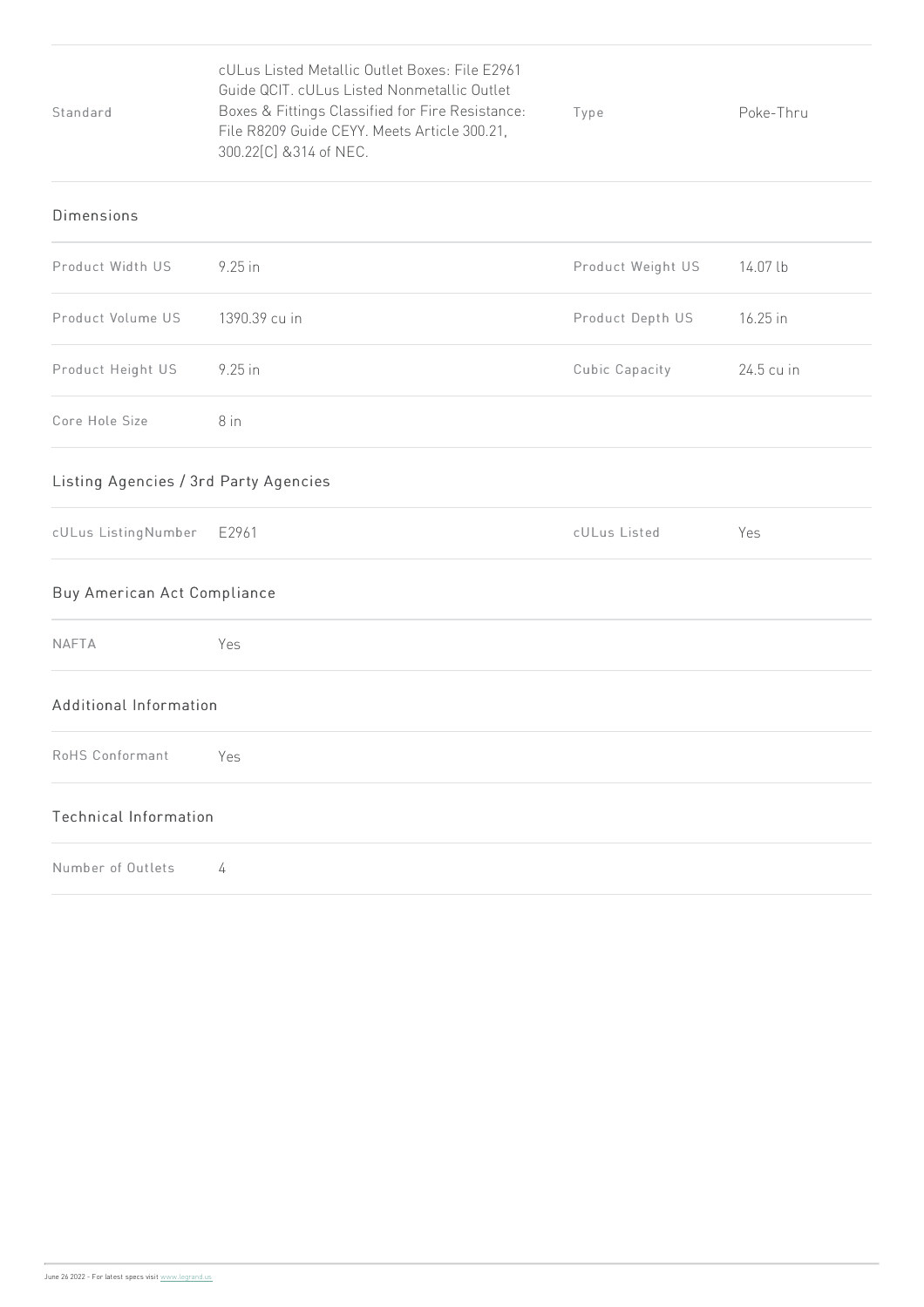| | | | |
|---|---|---|---|
| Standard | cULus Listed Metallic Outlet Boxes: File E2961 Guide QCIT. cULus Listed Nonmetallic Outlet Boxes & Fittings Classified for Fire Resistance: File R8209 Guide CEYY. Meets Article 300.21, 300.22[C] &314 of NEC. | Type | Poke-Thru |

## Dimensions

| | | | |
|---|---|---|---|
| Product Width US | 9.25 in | Product Weight US | 14.07 lb |
| Product Volume US | 1390.39 cu in | Product Depth US | 16.25 in |
| Product Height US | 9.25 in | Cubic Capacity | 24.5 cu in |
| Core Hole Size | 8 in | | |

## Listing Agencies / 3rd Party Agencies

| | | | |
|---|---|---|---|
| cULus ListingNumber | E2961 | cULus Listed | Yes |

## Buy American Act Compliance

| | |
|---|---|
| NAFTA | Yes |

## Additional Information

| | |
|---|---|
| RoHS Conformant | Yes |

## Technical Information

| | |
|---|---|
| Number of Outlets | 4 |

June 26 2022 - For latest specs visit www.legrand.us